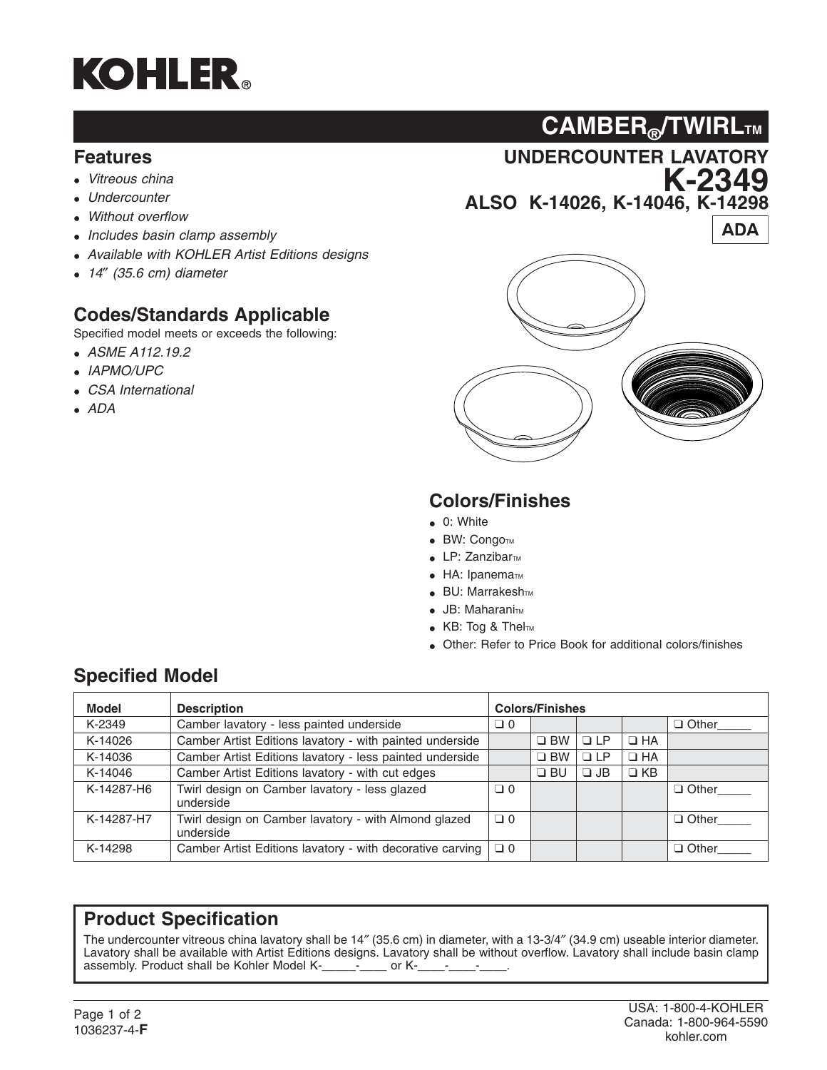# KOHLER®

## CAMBER®/TWIRL™

## UNDERCOUNTER LAVATORY

# K-2349

## ALSO K-14026, K-14046, K-14298

**ADA**

## Features

- *Vitreous china*
- *Undercounter*
- *Without overflow*
- *Includes basin clamp assembly*
- *Available with KOHLER Artist Editions designs*
- *14″ (35.6 cm) diameter*

## Codes/Standards Applicable

Specified model meets or exceeds the following:

- *ASME A112.19.2*
- *IAPMO/UPC*
- *CSA International*
- *ADA*

## Colors/Finishes

- 0: White
- BW: Congo™
- LP: Zanzibar™
- HA: Ipanema™
- BU: Marrakesh™
- JB: Maharani™
- KB: Tog & Thel™
- Other: Refer to Price Book for additional colors/finishes

## Specified Model

| Model | Description | Colors/Finishes | | | | |
|---|---|---|---|---|---|---|
| K-2349 | Camber lavatory - less painted underside | ❑ 0 | | | | ❑ Other_____ |
| K-14026 | Camber Artist Editions lavatory - with painted underside | | ❑ BW | ❑ LP | ❑ HA | |
| K-14036 | Camber Artist Editions lavatory - less painted underside | | ❑ BW | ❑ LP | ❑ HA | |
| K-14046 | Camber Artist Editions lavatory - with cut edges | | ❑ BU | ❑ JB | ❑ KB | |
| K-14287-H6 | Twirl design on Camber lavatory - less glazed underside | ❑ 0 | | | | ❑ Other_____ |
| K-14287-H7 | Twirl design on Camber lavatory - with Almond glazed underside | ❑ 0 | | | | ❑ Other_____ |
| K-14298 | Camber Artist Editions lavatory - with decorative carving | ❑ 0 | | | | ❑ Other_____ |

## Product Specification

The undercounter vitreous china lavatory shall be 14″ (35.6 cm) in diameter, with a 13-3/4″ (34.9 cm) useable interior diameter. Lavatory shall be available with Artist Editions designs. Lavatory shall be without overflow. Lavatory shall include basin clamp assembly. Product shall be Kohler Model K-_____-____ or K-____-____-____.

1036237-4-**F**

USA: 1-800-4-KOHLER
Canada: 1-800-964-5590
kohler.com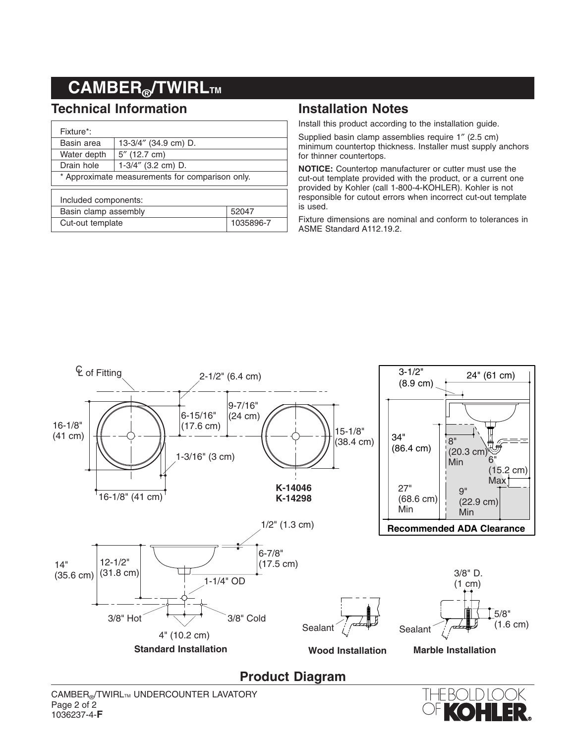# CAMBER®/TWIRL™

## Technical Information

| Fixture*: | |
|---|---|
| Basin area | 13-3/4″ (34.9 cm) D. |
| Water depth | 5″ (12.7 cm) |
| Drain hole | 1-3/4″ (3.2 cm) D. |
| * Approximate measurements for comparison only. | |

| Included components: | |
|---|---|
| Basin clamp assembly | 52047 |
| Cut-out template | 1035896-7 |

## Installation Notes

Install this product according to the installation guide.

Supplied basin clamp assemblies require 1″ (2.5 cm) minimum countertop thickness. Installer must supply anchors for thinner countertops.

**NOTICE:** Countertop manufacturer or cutter must use the cut-out template provided with the product, or a current one provided by Kohler (call 1-800-4-KOHLER). Kohler is not responsible for cutout errors when incorrect cut-out template is used.

Fixture dimensions are nominal and conform to tolerances in ASME Standard A112.19.2.

℄ of Fitting
2-1/2" (6.4 cm)
9-7/16" (24 cm)
6-15/16" (17.6 cm)
16-1/8" (41 cm)
15-1/8" (38.4 cm)
1-3/16" (3 cm)
16-1/8" (41 cm)
**K-14046**
**K-14298**

3-1/2" (8.9 cm)
24" (61 cm)
34" (86.4 cm)
8" (20.3 cm) Min
6" (15.2 cm) Max
27" (68.6 cm) Min
9" (22.9 cm) Min
**Recommended ADA Clearance**

1/2" (1.3 cm)
6-7/8" (17.5 cm)
14" (35.6 cm)
12-1/2" (31.8 cm)
1-1/4" OD
3/8" Hot
3/8" Cold
4" (10.2 cm)
**Standard Installation**

Sealant
**Wood Installation**

3/8" D. (1 cm)
5/8" (1.6 cm)
Sealant
**Marble Installation**

## Product Diagram